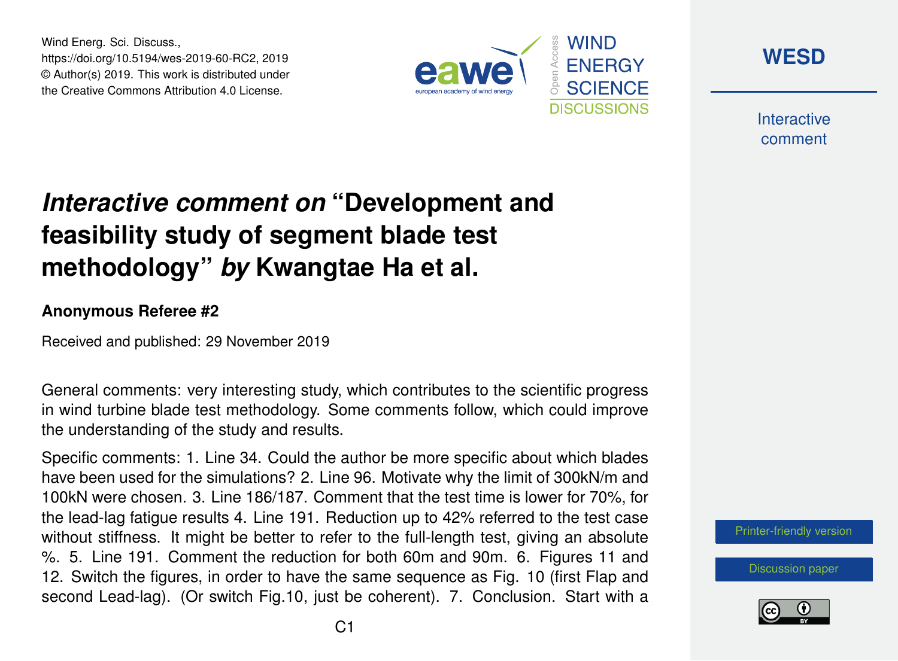Wind Energ. Sci. Discuss.,
https://doi.org/10.5194/wes-2019-60-RC2, 2019
© Author(s) 2019. This work is distributed under
the Creative Commons Attribution 4.0 License.

# *Interactive comment on* "Development and feasibility study of segment blade test methodology" *by* Kwangtae Ha et al.

**Anonymous Referee #2**

Received and published: 29 November 2019

General comments: very interesting study, which contributes to the scientific progress in wind turbine blade test methodology. Some comments follow, which could improve the understanding of the study and results.

Specific comments: 1. Line 34. Could the author be more specific about which blades have been used for the simulations? 2. Line 96. Motivate why the limit of 300kN/m and 100kN were chosen. 3. Line 186/187. Comment that the test time is lower for 70%, for the lead-lag fatigue results 4. Line 191. Reduction up to 42% referred to the test case without stiffness. It might be better to refer to the full-length test, giving an absolute %. 5. Line 191. Comment the reduction for both 60m and 90m. 6. Figures 11 and 12. Switch the figures, in order to have the same sequence as Fig. 10 (first Flap and second Lead-lag). (Or switch Fig.10, just be coherent). 7. Conclusion. Start with a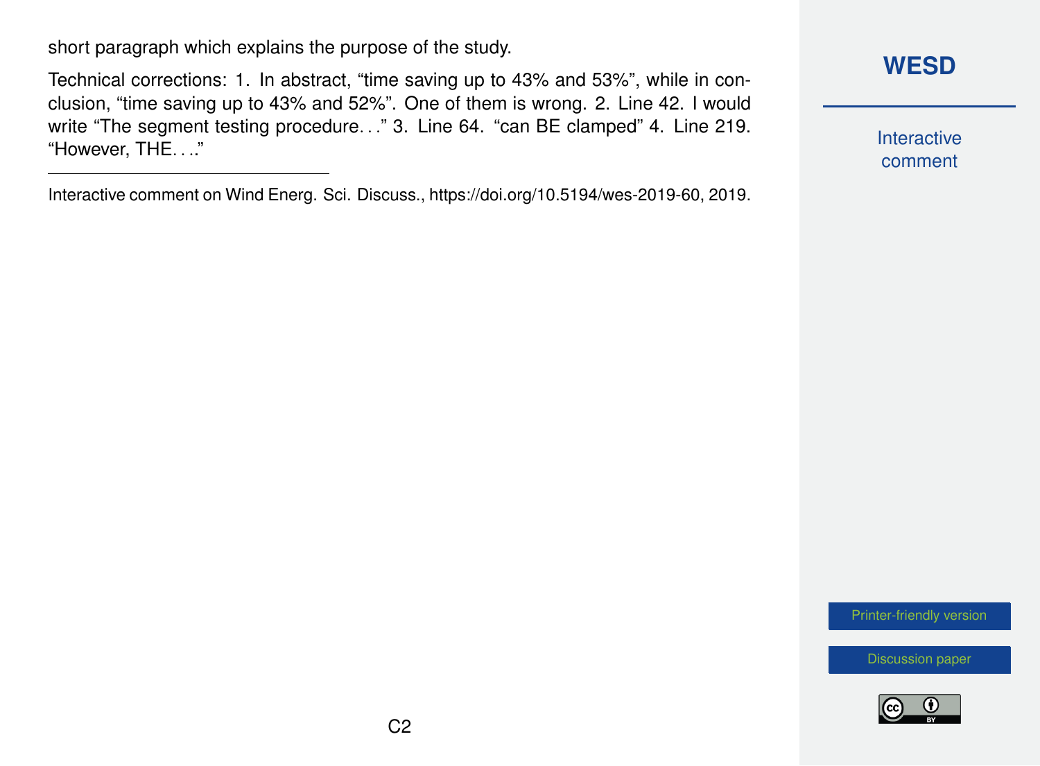short paragraph which explains the purpose of the study.

Technical corrections: 1. In abstract, “time saving up to 43% and 53%”, while in conclusion, “time saving up to 43% and 52%”. One of them is wrong. 2. Line 42. I would write “The segment testing procedure. . .” 3. Line 64. “can BE clamped” 4. Line 219. “However, THE. . ..”

---

Interactive comment on Wind Energ. Sci. Discuss., https://doi.org/10.5194/wes-2019-60, 2019.